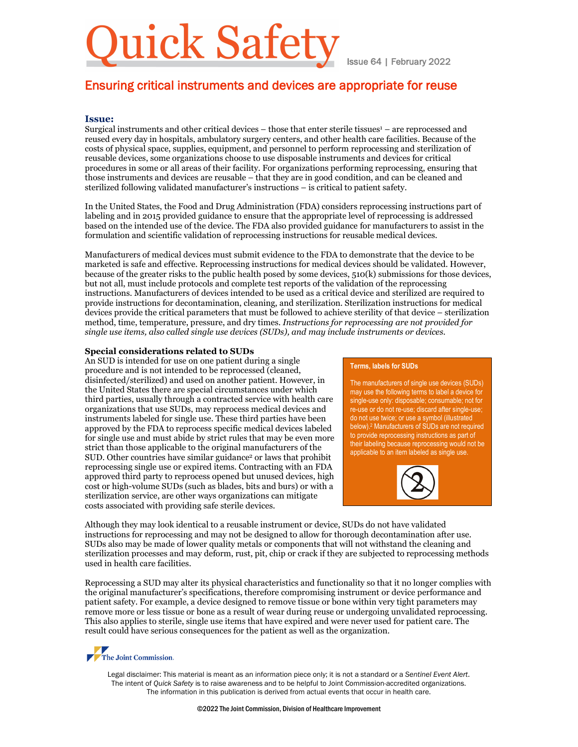# Quick Safety

Issue 64 | February 2022

## Ensuring critical instruments and devices are appropriate for reuse

### Issue:

Surgical instruments and other critical devices – those that enter sterile tissues[1] – are reprocessed and reused every day in hospitals, ambulatory surgery centers, and other health care facilities. Because of the costs of physical space, supplies, equipment, and personnel to perform reprocessing and sterilization of reusable devices, some organizations choose to use disposable instruments and devices for critical procedures in some or all areas of their facility. For organizations performing reprocessing, ensuring that those instruments and devices are reusable – that they are in good condition, and can be cleaned and sterilized following validated manufacturer's instructions – is critical to patient safety.

In the United States, the Food and Drug Administration (FDA) considers reprocessing instructions part of labeling and in 2015 provided guidance to ensure that the appropriate level of reprocessing is addressed based on the intended use of the device. The FDA also provided guidance for manufacturers to assist in the formulation and scientific validation of reprocessing instructions for reusable medical devices.

Manufacturers of medical devices must submit evidence to the FDA to demonstrate that the device to be marketed is safe and effective. Reprocessing instructions for medical devices should be validated. However, because of the greater risks to the public health posed by some devices, 510(k) submissions for those devices, but not all, must include protocols and complete test reports of the validation of the reprocessing instructions. Manufacturers of devices intended to be used as a critical device and sterilized are required to provide instructions for decontamination, cleaning, and sterilization. Sterilization instructions for medical devices provide the critical parameters that must be followed to achieve sterility of that device – sterilization method, time, temperature, pressure, and dry times. *Instructions for reprocessing are not provided for single use items, also called single use devices (SUDs), and may include instruments or devices.*

**Special considerations related to SUDs**

An SUD is intended for use on one patient during a single procedure and is not intended to be reprocessed (cleaned, disinfected/sterilized) and used on another patient. However, in the United States there are special circumstances under which third parties, usually through a contracted service with health care organizations that use SUDs, may reprocess medical devices and instruments labeled for single use. These third parties have been approved by the FDA to reprocess specific medical devices labeled for single use and must abide by strict rules that may be even more strict than those applicable to the original manufacturers of the SUD. Other countries have similar guidance[2] or laws that prohibit reprocessing single use or expired items. Contracting with an FDA approved third party to reprocess opened but unused devices, high cost or high-volume SUDs (such as blades, bits and burs) or with a sterilization service, are other ways organizations can mitigate costs associated with providing safe sterile devices.

> **Terms, labels for SUDs**
>
> The manufacturers of single use devices (SUDs) may use the following terms to label a device for single-use only: disposable; consumable; not for re-use or do not re-use; discard after single-use; do not use twice; or use a symbol (illustrated below).[2] Manufacturers of SUDs are not required to provide reprocessing instructions as part of their labeling because reprocessing would not be applicable to an item labeled as single use.

Although they may look identical to a reusable instrument or device, SUDs do not have validated instructions for reprocessing and may not be designed to allow for thorough decontamination after use. SUDs also may be made of lower quality metals or components that will not withstand the cleaning and sterilization processes and may deform, rust, pit, chip or crack if they are subjected to reprocessing methods used in health care facilities.

Reprocessing a SUD may alter its physical characteristics and functionality so that it no longer complies with the original manufacturer's specifications, therefore compromising instrument or device performance and patient safety. For example, a device designed to remove tissue or bone within very tight parameters may remove more or less tissue or bone as a result of wear during reuse or undergoing unvalidated reprocessing. This also applies to sterile, single use items that have expired and were never used for patient care. The result could have serious consequences for the patient as well as the organization.

Legal disclaimer: This material is meant as an information piece only; it is not a standard or a *Sentinel Event Alert*. The intent of *Quick Safety* is to raise awareness and to be helpful to Joint Commission-accredited organizations. The information in this publication is derived from actual events that occur in health care.

©2022 The Joint Commission, Division of Healthcare Improvement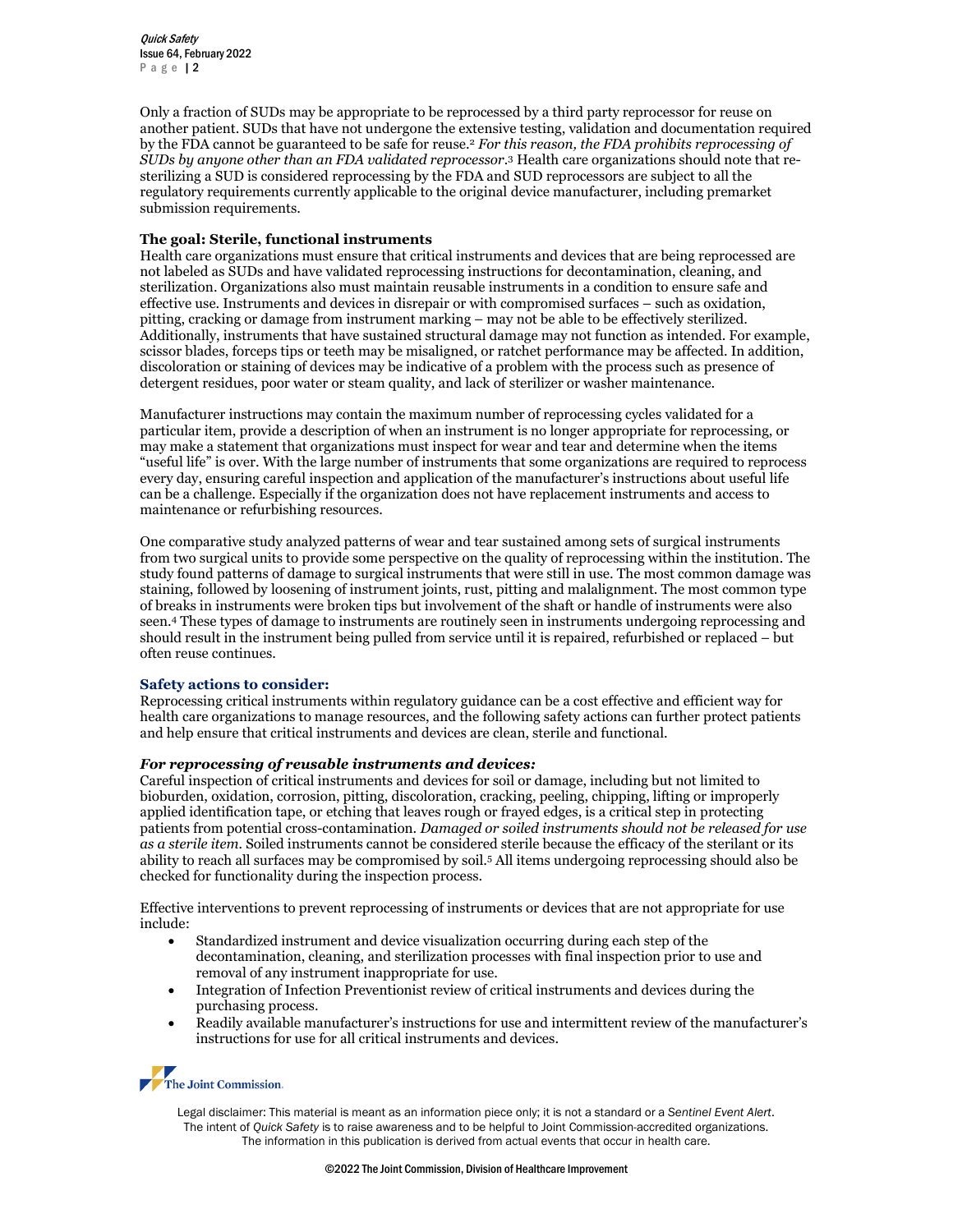Only a fraction of SUDs may be appropriate to be reprocessed by a third party reprocessor for reuse on another patient. SUDs that have not undergone the extensive testing, validation and documentation required by the FDA cannot be guaranteed to be safe for reuse.[2] *For this reason, the FDA prohibits reprocessing of SUDs by anyone other than an FDA validated reprocessor.*[3] Health care organizations should note that re-sterilizing a SUD is considered reprocessing by the FDA and SUD reprocessors are subject to all the regulatory requirements currently applicable to the original device manufacturer, including premarket submission requirements.

**The goal: Sterile, functional instruments**

Health care organizations must ensure that critical instruments and devices that are being reprocessed are not labeled as SUDs and have validated reprocessing instructions for decontamination, cleaning, and sterilization. Organizations also must maintain reusable instruments in a condition to ensure safe and effective use. Instruments and devices in disrepair or with compromised surfaces – such as oxidation, pitting, cracking or damage from instrument marking – may not be able to be effectively sterilized. Additionally, instruments that have sustained structural damage may not function as intended. For example, scissor blades, forceps tips or teeth may be misaligned, or ratchet performance may be affected. In addition, discoloration or staining of devices may be indicative of a problem with the process such as presence of detergent residues, poor water or steam quality, and lack of sterilizer or washer maintenance.

Manufacturer instructions may contain the maximum number of reprocessing cycles validated for a particular item, provide a description of when an instrument is no longer appropriate for reprocessing, or may make a statement that organizations must inspect for wear and tear and determine when the items "useful life" is over. With the large number of instruments that some organizations are required to reprocess every day, ensuring careful inspection and application of the manufacturer's instructions about useful life can be a challenge. Especially if the organization does not have replacement instruments and access to maintenance or refurbishing resources.

One comparative study analyzed patterns of wear and tear sustained among sets of surgical instruments from two surgical units to provide some perspective on the quality of reprocessing within the institution. The study found patterns of damage to surgical instruments that were still in use. The most common damage was staining, followed by loosening of instrument joints, rust, pitting and malalignment. The most common type of breaks in instruments were broken tips but involvement of the shaft or handle of instruments were also seen.[4] These types of damage to instruments are routinely seen in instruments undergoing reprocessing and should result in the instrument being pulled from service until it is repaired, refurbished or replaced – but often reuse continues.

**Safety actions to consider:**

Reprocessing critical instruments within regulatory guidance can be a cost effective and efficient way for health care organizations to manage resources, and the following safety actions can further protect patients and help ensure that critical instruments and devices are clean, sterile and functional.

***For reprocessing of reusable instruments and devices:***

Careful inspection of critical instruments and devices for soil or damage, including but not limited to bioburden, oxidation, corrosion, pitting, discoloration, cracking, peeling, chipping, lifting or improperly applied identification tape, or etching that leaves rough or frayed edges, is a critical step in protecting patients from potential cross-contamination. *Damaged or soiled instruments should not be released for use as a sterile item.* Soiled instruments cannot be considered sterile because the efficacy of the sterilant or its ability to reach all surfaces may be compromised by soil.[5] All items undergoing reprocessing should also be checked for functionality during the inspection process.

Effective interventions to prevent reprocessing of instruments or devices that are not appropriate for use include:

- Standardized instrument and device visualization occurring during each step of the decontamination, cleaning, and sterilization processes with final inspection prior to use and removal of any instrument inappropriate for use.
- Integration of Infection Preventionist review of critical instruments and devices during the purchasing process.
- Readily available manufacturer's instructions for use and intermittent review of the manufacturer's instructions for use for all critical instruments and devices.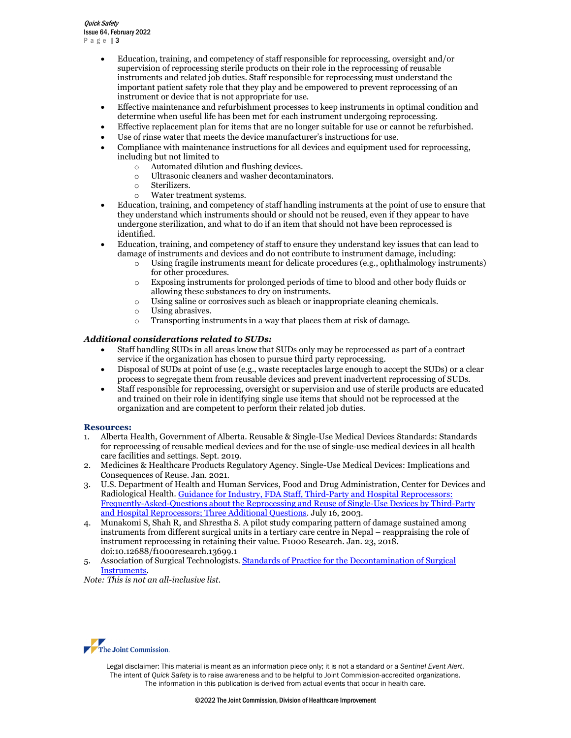- Education, training, and competency of staff responsible for reprocessing, oversight and/or supervision of reprocessing sterile products on their role in the reprocessing of reusable instruments and related job duties. Staff responsible for reprocessing must understand the important patient safety role that they play and be empowered to prevent reprocessing of an instrument or device that is not appropriate for use.
- Effective maintenance and refurbishment processes to keep instruments in optimal condition and determine when useful life has been met for each instrument undergoing reprocessing.
- Effective replacement plan for items that are no longer suitable for use or cannot be refurbished.
- Use of rinse water that meets the device manufacturer's instructions for use.
- Compliance with maintenance instructions for all devices and equipment used for reprocessing, including but not limited to
    - Automated dilution and flushing devices.
    - Ultrasonic cleaners and washer decontaminators.
    - Sterilizers.
    - Water treatment systems.
- Education, training, and competency of staff handling instruments at the point of use to ensure that they understand which instruments should or should not be reused, even if they appear to have undergone sterilization, and what to do if an item that should not have been reprocessed is identified.
- Education, training, and competency of staff to ensure they understand key issues that can lead to damage of instruments and devices and do not contribute to instrument damage, including:
    - Using fragile instruments meant for delicate procedures (e.g., ophthalmology instruments) for other procedures.
    - Exposing instruments for prolonged periods of time to blood and other body fluids or allowing these substances to dry on instruments.
    - Using saline or corrosives such as bleach or inappropriate cleaning chemicals.
    - Using abrasives.
    - Transporting instruments in a way that places them at risk of damage.

***Additional considerations related to SUDs:***

- Staff handling SUDs in all areas know that SUDs only may be reprocessed as part of a contract service if the organization has chosen to pursue third party reprocessing.
- Disposal of SUDs at point of use (e.g., waste receptacles large enough to accept the SUDs) or a clear process to segregate them from reusable devices and prevent inadvertent reprocessing of SUDs.
- Staff responsible for reprocessing, oversight or supervision and use of sterile products are educated and trained on their role in identifying single use items that should not be reprocessed at the organization and are competent to perform their related job duties.

**Resources:**

1. Alberta Health, Government of Alberta. Reusable & Single-Use Medical Devices Standards: Standards for reprocessing of reusable medical devices and for the use of single-use medical devices in all health care facilities and settings. Sept. 2019.
2. Medicines & Healthcare Products Regulatory Agency. Single-Use Medical Devices: Implications and Consequences of Reuse. Jan. 2021.
3. U.S. Department of Health and Human Services, Food and Drug Administration, Center for Devices and Radiological Health. Guidance for Industry, FDA Staff, Third-Party and Hospital Reprocessors: Frequently-Asked-Questions about the Reprocessing and Reuse of Single-Use Devices by Third-Party and Hospital Reprocessors; Three Additional Questions. July 16, 2003.
4. Munakomi S, Shah R, and Shrestha S. A pilot study comparing pattern of damage sustained among instruments from different surgical units in a tertiary care centre in Nepal – reappraising the role of instrument reprocessing in retaining their value. F1000 Research. Jan. 23, 2018. doi:10.12688/f1000research.13699.1
5. Association of Surgical Technologists. Standards of Practice for the Decontamination of Surgical Instruments.

*Note: This is not an all-inclusive list.*

The Joint Commission

Legal disclaimer: This material is meant as an information piece only; it is not a standard or a *Sentinel Event Alert*. The intent of *Quick Safety* is to raise awareness and to be helpful to Joint Commission-accredited organizations. The information in this publication is derived from actual events that occur in health care.

©2022 The Joint Commission, Division of Healthcare Improvement